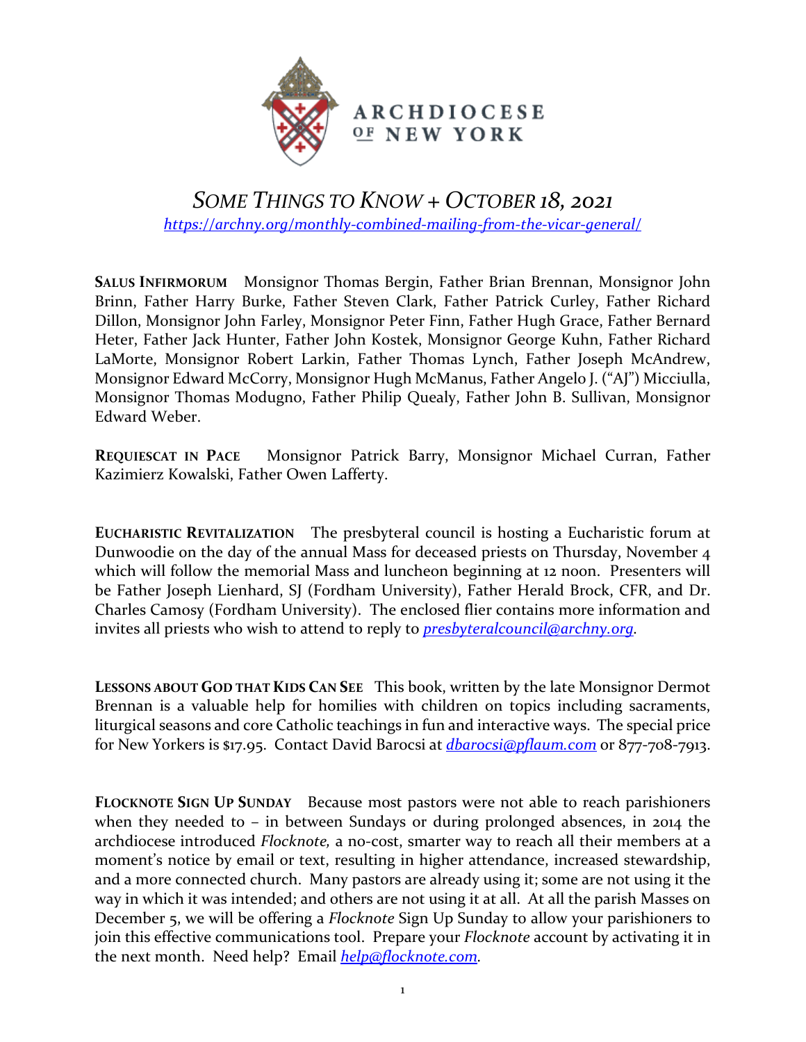ARCHDIOCESE OF NEW YORK

# *SOME THINGS TO KNOW + OCTOBER 18, 2021*

*https://archny.org/monthly-combined-mailing-from-the-vicar-general/*

**SALUS INFIRMORUM** Monsignor Thomas Bergin, Father Brian Brennan, Monsignor John Brinn, Father Harry Burke, Father Steven Clark, Father Patrick Curley, Father Richard Dillon, Monsignor John Farley, Monsignor Peter Finn, Father Hugh Grace, Father Bernard Heter, Father Jack Hunter, Father John Kostek, Monsignor George Kuhn, Father Richard LaMorte, Monsignor Robert Larkin, Father Thomas Lynch, Father Joseph McAndrew, Monsignor Edward McCorry, Monsignor Hugh McManus, Father Angelo J. ("AJ") Micciulla, Monsignor Thomas Modugno, Father Philip Quealy, Father John B. Sullivan, Monsignor Edward Weber.

**REQUIESCAT IN PACE** Monsignor Patrick Barry, Monsignor Michael Curran, Father Kazimierz Kowalski, Father Owen Lafferty.

**EUCHARISTIC REVITALIZATION** The presbyteral council is hosting a Eucharistic forum at Dunwoodie on the day of the annual Mass for deceased priests on Thursday, November 4 which will follow the memorial Mass and luncheon beginning at 12 noon. Presenters will be Father Joseph Lienhard, SJ (Fordham University), Father Herald Brock, CFR, and Dr. Charles Camosy (Fordham University). The enclosed flier contains more information and invites all priests who wish to attend to reply to *presbyteralcouncil@archny.org*.

**LESSONS ABOUT GOD THAT KIDS CAN SEE** This book, written by the late Monsignor Dermot Brennan is a valuable help for homilies with children on topics including sacraments, liturgical seasons and core Catholic teachings in fun and interactive ways. The special price for New Yorkers is $17.95. Contact David Barocsi at *dbarocsi@pflaum.com* or 877-708-7913.

**FLOCKNOTE SIGN UP SUNDAY** Because most pastors were not able to reach parishioners when they needed to – in between Sundays or during prolonged absences, in 2014 the archdiocese introduced *Flocknote,* a no-cost, smarter way to reach all their members at a moment's notice by email or text, resulting in higher attendance, increased stewardship, and a more connected church. Many pastors are already using it; some are not using it the way in which it was intended; and others are not using it at all. At all the parish Masses on December 5, we will be offering a *Flocknote* Sign Up Sunday to allow your parishioners to join this effective communications tool. Prepare your *Flocknote* account by activating it in the next month. Need help? Email *help@flocknote.com*.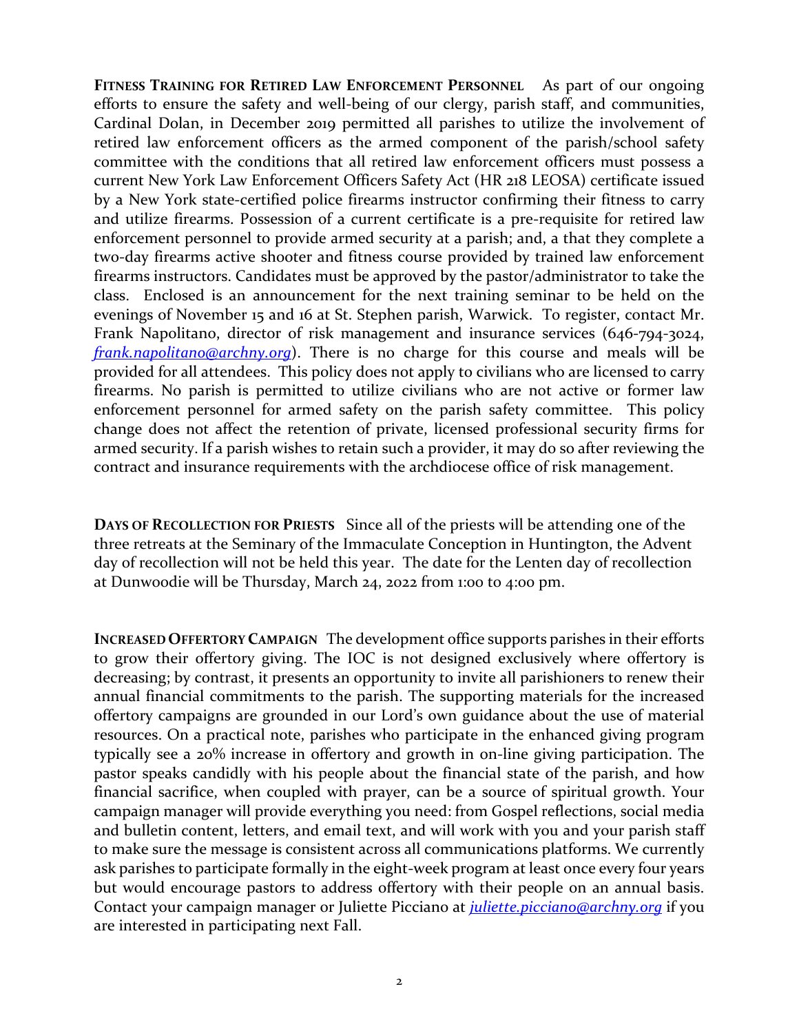**Fitness Training for Retired Law Enforcement Personnel** As part of our ongoing efforts to ensure the safety and well-being of our clergy, parish staff, and communities, Cardinal Dolan, in December 2019 permitted all parishes to utilize the involvement of retired law enforcement officers as the armed component of the parish/school safety committee with the conditions that all retired law enforcement officers must possess a current New York Law Enforcement Officers Safety Act (HR 218 LEOSA) certificate issued by a New York state-certified police firearms instructor confirming their fitness to carry and utilize firearms. Possession of a current certificate is a pre-requisite for retired law enforcement personnel to provide armed security at a parish; and, a that they complete a two-day firearms active shooter and fitness course provided by trained law enforcement firearms instructors. Candidates must be approved by the pastor/administrator to take the class. Enclosed is an announcement for the next training seminar to be held on the evenings of November 15 and 16 at St. Stephen parish, Warwick. To register, contact Mr. Frank Napolitano, director of risk management and insurance services (646-794-3024, *frank.napolitano@archny.org*). There is no charge for this course and meals will be provided for all attendees. This policy does not apply to civilians who are licensed to carry firearms. No parish is permitted to utilize civilians who are not active or former law enforcement personnel for armed safety on the parish safety committee. This policy change does not affect the retention of private, licensed professional security firms for armed security. If a parish wishes to retain such a provider, it may do so after reviewing the contract and insurance requirements with the archdiocese office of risk management.

**Days of Recollection for Priests** Since all of the priests will be attending one of the three retreats at the Seminary of the Immaculate Conception in Huntington, the Advent day of recollection will not be held this year. The date for the Lenten day of recollection at Dunwoodie will be Thursday, March 24, 2022 from 1:00 to 4:00 pm.

**Increased Offertory Campaign** The development office supports parishes in their efforts to grow their offertory giving. The IOC is not designed exclusively where offertory is decreasing; by contrast, it presents an opportunity to invite all parishioners to renew their annual financial commitments to the parish. The supporting materials for the increased offertory campaigns are grounded in our Lord's own guidance about the use of material resources. On a practical note, parishes who participate in the enhanced giving program typically see a 20% increase in offertory and growth in on-line giving participation. The pastor speaks candidly with his people about the financial state of the parish, and how financial sacrifice, when coupled with prayer, can be a source of spiritual growth. Your campaign manager will provide everything you need: from Gospel reflections, social media and bulletin content, letters, and email text, and will work with you and your parish staff to make sure the message is consistent across all communications platforms. We currently ask parishes to participate formally in the eight-week program at least once every four years but would encourage pastors to address offertory with their people on an annual basis. Contact your campaign manager or Juliette Picciano at *juliette.picciano@archny.org* if you are interested in participating next Fall.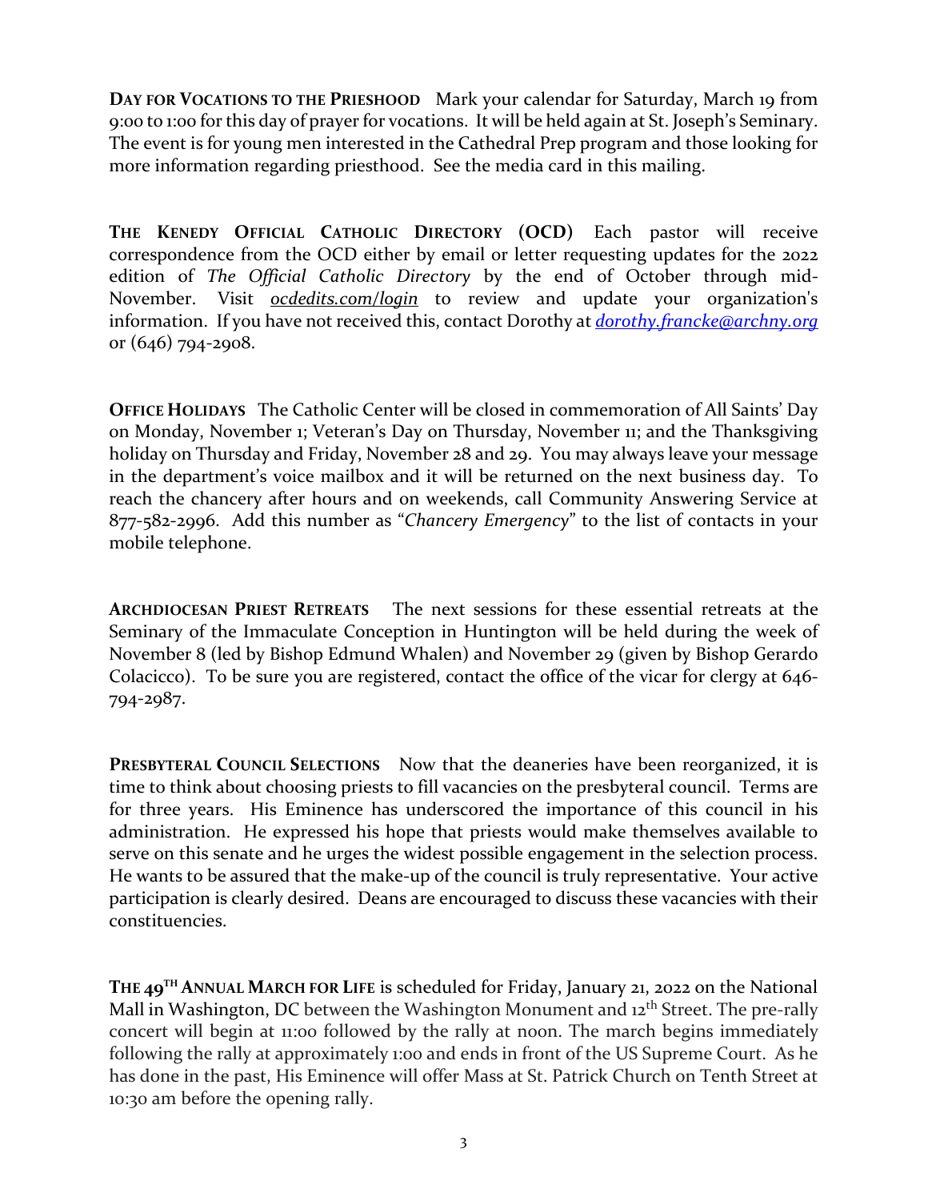**DAY FOR VOCATIONS TO THE PRIESHOOD** Mark your calendar for Saturday, March 19 from 9:00 to 1:00 for this day of prayer for vocations. It will be held again at St. Joseph's Seminary. The event is for young men interested in the Cathedral Prep program and those looking for more information regarding priesthood. See the media card in this mailing.

**THE KENEDY OFFICIAL CATHOLIC DIRECTORY (OCD)** Each pastor will receive correspondence from the OCD either by email or letter requesting updates for the 2022 edition of *The Official Catholic Directory* by the end of October through mid-November. Visit *ocdedits.com/login* to review and update your organization's information. If you have not received this, contact Dorothy at *dorothy.francke@archny.org* or (646) 794-2908.

**OFFICE HOLIDAYS** The Catholic Center will be closed in commemoration of All Saints' Day on Monday, November 1; Veteran's Day on Thursday, November 11; and the Thanksgiving holiday on Thursday and Friday, November 28 and 29. You may always leave your message in the department's voice mailbox and it will be returned on the next business day. To reach the chancery after hours and on weekends, call Community Answering Service at 877-582-2996. Add this number as "*Chancery Emergency*" to the list of contacts in your mobile telephone.

**ARCHDIOCESAN PRIEST RETREATS** The next sessions for these essential retreats at the Seminary of the Immaculate Conception in Huntington will be held during the week of November 8 (led by Bishop Edmund Whalen) and November 29 (given by Bishop Gerardo Colacicco). To be sure you are registered, contact the office of the vicar for clergy at 646-794-2987.

**PRESBYTERAL COUNCIL SELECTIONS** Now that the deaneries have been reorganized, it is time to think about choosing priests to fill vacancies on the presbyteral council. Terms are for three years. His Eminence has underscored the importance of this council in his administration. He expressed his hope that priests would make themselves available to serve on this senate and he urges the widest possible engagement in the selection process. He wants to be assured that the make-up of the council is truly representative. Your active participation is clearly desired. Deans are encouraged to discuss these vacancies with their constituencies.

**THE 49TH ANNUAL MARCH FOR LIFE** is scheduled for Friday, January 21, 2022 on the National Mall in Washington, DC between the Washington Monument and 12th Street. The pre-rally concert will begin at 11:00 followed by the rally at noon. The march begins immediately following the rally at approximately 1:00 and ends in front of the US Supreme Court. As he has done in the past, His Eminence will offer Mass at St. Patrick Church on Tenth Street at 10:30 am before the opening rally.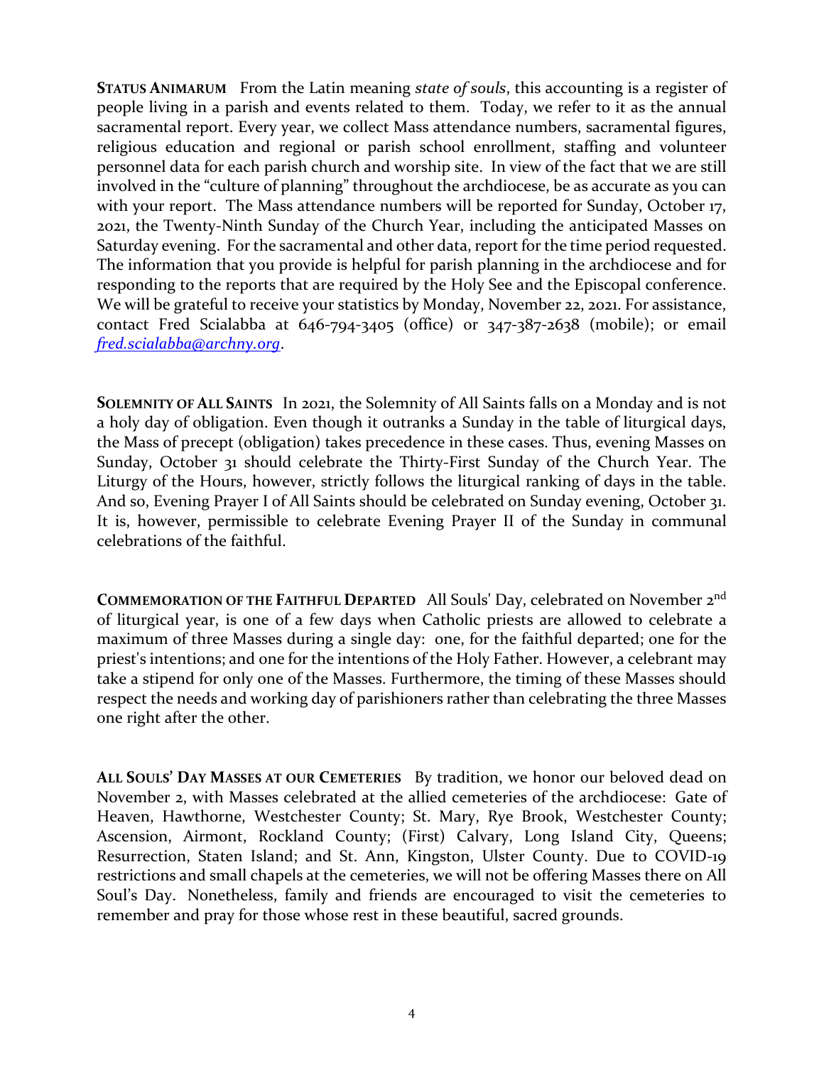**STATUS ANIMARUM** From the Latin meaning *state of souls*, this accounting is a register of people living in a parish and events related to them. Today, we refer to it as the annual sacramental report. Every year, we collect Mass attendance numbers, sacramental figures, religious education and regional or parish school enrollment, staffing and volunteer personnel data for each parish church and worship site. In view of the fact that we are still involved in the "culture of planning" throughout the archdiocese, be as accurate as you can with your report. The Mass attendance numbers will be reported for Sunday, October 17, 2021, the Twenty-Ninth Sunday of the Church Year, including the anticipated Masses on Saturday evening. For the sacramental and other data, report for the time period requested. The information that you provide is helpful for parish planning in the archdiocese and for responding to the reports that are required by the Holy See and the Episcopal conference. We will be grateful to receive your statistics by Monday, November 22, 2021. For assistance, contact Fred Scialabba at 646-794-3405 (office) or 347-387-2638 (mobile); or email *fred.scialabba@archny.org*.

**SOLEMNITY OF ALL SAINTS** In 2021, the Solemnity of All Saints falls on a Monday and is not a holy day of obligation. Even though it outranks a Sunday in the table of liturgical days, the Mass of precept (obligation) takes precedence in these cases. Thus, evening Masses on Sunday, October 31 should celebrate the Thirty-First Sunday of the Church Year. The Liturgy of the Hours, however, strictly follows the liturgical ranking of days in the table. And so, Evening Prayer I of All Saints should be celebrated on Sunday evening, October 31. It is, however, permissible to celebrate Evening Prayer II of the Sunday in communal celebrations of the faithful.

**COMMEMORATION OF THE FAITHFUL DEPARTED** All Souls' Day, celebrated on November 2nd of liturgical year, is one of a few days when Catholic priests are allowed to celebrate a maximum of three Masses during a single day: one, for the faithful departed; one for the priest's intentions; and one for the intentions of the Holy Father. However, a celebrant may take a stipend for only one of the Masses. Furthermore, the timing of these Masses should respect the needs and working day of parishioners rather than celebrating the three Masses one right after the other.

**ALL SOULS' DAY MASSES AT OUR CEMETERIES** By tradition, we honor our beloved dead on November 2, with Masses celebrated at the allied cemeteries of the archdiocese: Gate of Heaven, Hawthorne, Westchester County; St. Mary, Rye Brook, Westchester County; Ascension, Airmont, Rockland County; (First) Calvary, Long Island City, Queens; Resurrection, Staten Island; and St. Ann, Kingston, Ulster County. Due to COVID-19 restrictions and small chapels at the cemeteries, we will not be offering Masses there on All Soul's Day. Nonetheless, family and friends are encouraged to visit the cemeteries to remember and pray for those whose rest in these beautiful, sacred grounds.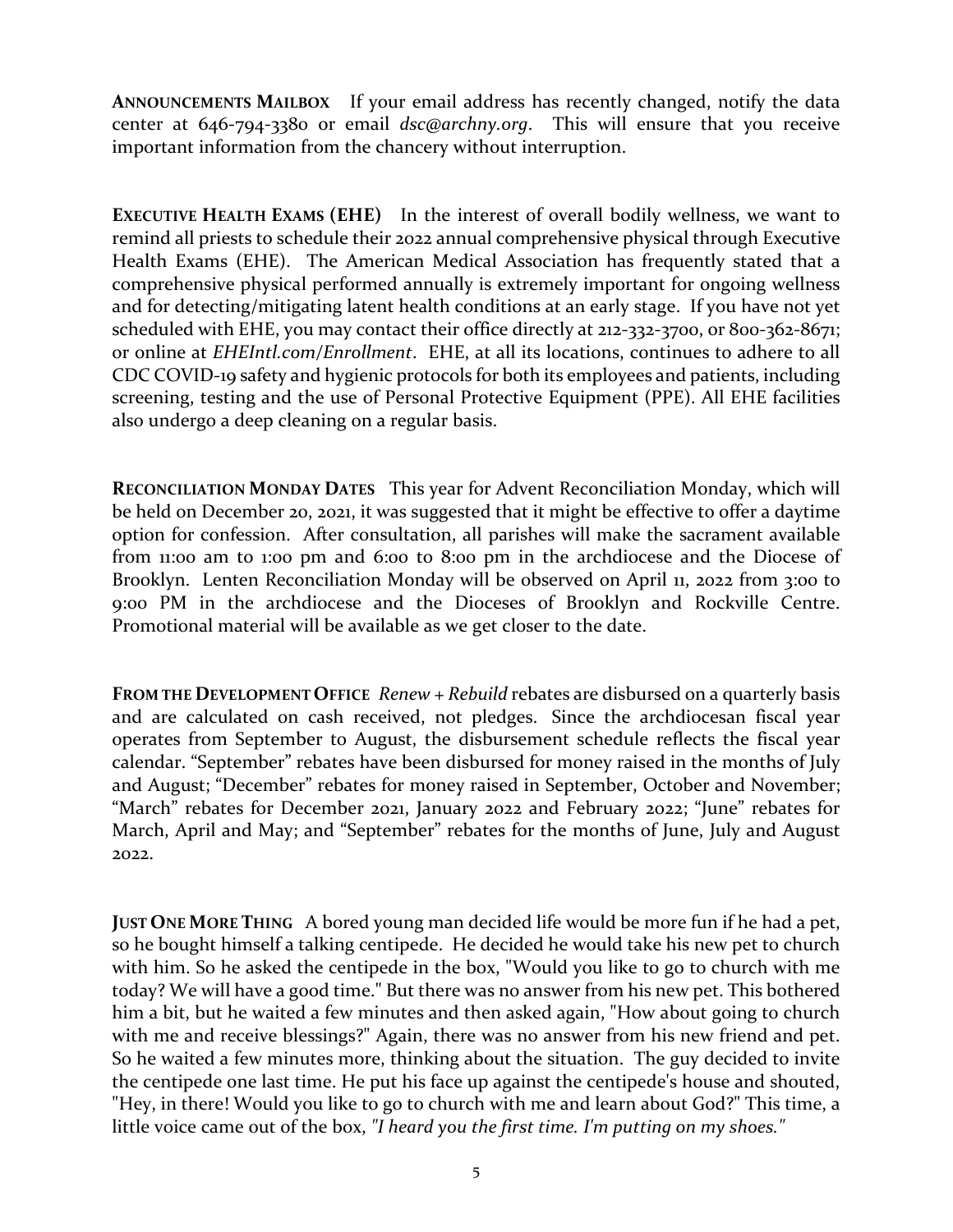**ANNOUNCEMENTS MAILBOX** If your email address has recently changed, notify the data center at 646-794-3380 or email *dsc@archny.org*. This will ensure that you receive important information from the chancery without interruption.

**EXECUTIVE HEALTH EXAMS (EHE)** In the interest of overall bodily wellness, we want to remind all priests to schedule their 2022 annual comprehensive physical through Executive Health Exams (EHE). The American Medical Association has frequently stated that a comprehensive physical performed annually is extremely important for ongoing wellness and for detecting/mitigating latent health conditions at an early stage. If you have not yet scheduled with EHE, you may contact their office directly at 212-332-3700, or 800-362-8671; or online at *EHEIntl.com/Enrollment*. EHE, at all its locations, continues to adhere to all CDC COVID-19 safety and hygienic protocols for both its employees and patients, including screening, testing and the use of Personal Protective Equipment (PPE). All EHE facilities also undergo a deep cleaning on a regular basis.

**RECONCILIATION MONDAY DATES** This year for Advent Reconciliation Monday, which will be held on December 20, 2021, it was suggested that it might be effective to offer a daytime option for confession. After consultation, all parishes will make the sacrament available from 11:00 am to 1:00 pm and 6:00 to 8:00 pm in the archdiocese and the Diocese of Brooklyn. Lenten Reconciliation Monday will be observed on April 11, 2022 from 3:00 to 9:00 PM in the archdiocese and the Dioceses of Brooklyn and Rockville Centre. Promotional material will be available as we get closer to the date.

**FROM THE DEVELOPMENT OFFICE** *Renew + Rebuild* rebates are disbursed on a quarterly basis and are calculated on cash received, not pledges. Since the archdiocesan fiscal year operates from September to August, the disbursement schedule reflects the fiscal year calendar. "September" rebates have been disbursed for money raised in the months of July and August; "December" rebates for money raised in September, October and November; "March" rebates for December 2021, January 2022 and February 2022; "June" rebates for March, April and May; and "September" rebates for the months of June, July and August 2022.

**JUST ONE MORE THING** A bored young man decided life would be more fun if he had a pet, so he bought himself a talking centipede. He decided he would take his new pet to church with him. So he asked the centipede in the box, "Would you like to go to church with me today? We will have a good time." But there was no answer from his new pet. This bothered him a bit, but he waited a few minutes and then asked again, "How about going to church with me and receive blessings?" Again, there was no answer from his new friend and pet. So he waited a few minutes more, thinking about the situation. The guy decided to invite the centipede one last time. He put his face up against the centipede's house and shouted, "Hey, in there! Would you like to go to church with me and learn about God?" This time, a little voice came out of the box, *"I heard you the first time. I'm putting on my shoes."*